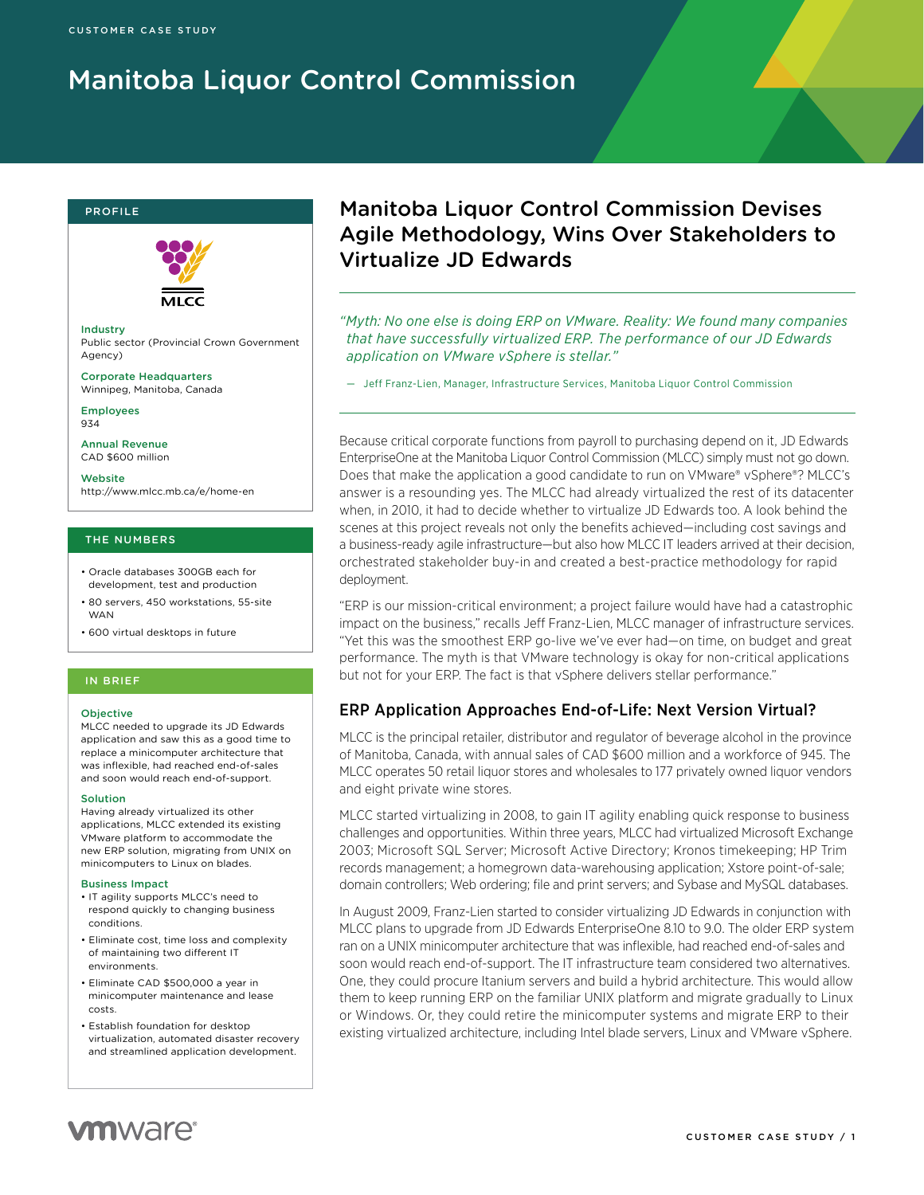CUSTOMER CASE STUDY

# Manitoba Liquor Control Commission

## PROFILE

MLCC

**Industry**
Public sector (Provincial Crown Government Agency)

**Corporate Headquarters**
Winnipeg, Manitoba, Canada

**Employees**
934

**Annual Revenue**
CAD $600 million

**Website**
http://www.mlcc.mb.ca/e/home-en

## THE NUMBERS

- Oracle databases 300GB each for development, test and production
- 80 servers, 450 workstations, 55-site WAN
- 600 virtual desktops in future

## IN BRIEF

**Objective**
MLCC needed to upgrade its JD Edwards application and saw this as a good time to replace a minicomputer architecture that was inflexible, had reached end-of-sales and soon would reach end-of-support.

**Solution**
Having already virtualized its other applications, MLCC extended its existing VMware platform to accommodate the new ERP solution, migrating from UNIX on minicomputers to Linux on blades.

**Business Impact**

- IT agility supports MLCC's need to respond quickly to changing business conditions.
- Eliminate cost, time loss and complexity of maintaining two different IT environments.
- Eliminate CAD $500,000 a year in minicomputer maintenance and lease costs.
- Establish foundation for desktop virtualization, automated disaster recovery and streamlined application development.

# Manitoba Liquor Control Commission Devises Agile Methodology, Wins Over Stakeholders to Virtualize JD Edwards

*"Myth: No one else is doing ERP on VMware. Reality: We found many companies that have successfully virtualized ERP. The performance of our JD Edwards application on VMware vSphere is stellar."*

— Jeff Franz-Lien, Manager, Infrastructure Services, Manitoba Liquor Control Commission

Because critical corporate functions from payroll to purchasing depend on it, JD Edwards EnterpriseOne at the Manitoba Liquor Control Commission (MLCC) simply must not go down. Does that make the application a good candidate to run on VMware® vSphere®? MLCC's answer is a resounding yes. The MLCC had already virtualized the rest of its datacenter when, in 2010, it had to decide whether to virtualize JD Edwards too. A look behind the scenes at this project reveals not only the benefits achieved—including cost savings and a business-ready agile infrastructure—but also how MLCC IT leaders arrived at their decision, orchestrated stakeholder buy-in and created a best-practice methodology for rapid deployment.

"ERP is our mission-critical environment; a project failure would have had a catastrophic impact on the business," recalls Jeff Franz-Lien, MLCC manager of infrastructure services. "Yet this was the smoothest ERP go-live we've ever had—on time, on budget and great performance. The myth is that VMware technology is okay for non-critical applications but not for your ERP. The fact is that vSphere delivers stellar performance."

## ERP Application Approaches End-of-Life: Next Version Virtual?

MLCC is the principal retailer, distributor and regulator of beverage alcohol in the province of Manitoba, Canada, with annual sales of CAD $600 million and a workforce of 945. The MLCC operates 50 retail liquor stores and wholesales to 177 privately owned liquor vendors and eight private wine stores.

MLCC started virtualizing in 2008, to gain IT agility enabling quick response to business challenges and opportunities. Within three years, MLCC had virtualized Microsoft Exchange 2003; Microsoft SQL Server; Microsoft Active Directory; Kronos timekeeping; HP Trim records management; a homegrown data-warehousing application; Xstore point-of-sale; domain controllers; Web ordering; file and print servers; and Sybase and MySQL databases.

In August 2009, Franz-Lien started to consider virtualizing JD Edwards in conjunction with MLCC plans to upgrade from JD Edwards EnterpriseOne 8.10 to 9.0. The older ERP system ran on a UNIX minicomputer architecture that was inflexible, had reached end-of-sales and soon would reach end-of-support. The IT infrastructure team considered two alternatives. One, they could procure Itanium servers and build a hybrid architecture. This would allow them to keep running ERP on the familiar UNIX platform and migrate gradually to Linux or Windows. Or, they could retire the minicomputer systems and migrate ERP to their existing virtualized architecture, including Intel blade servers, Linux and VMware vSphere.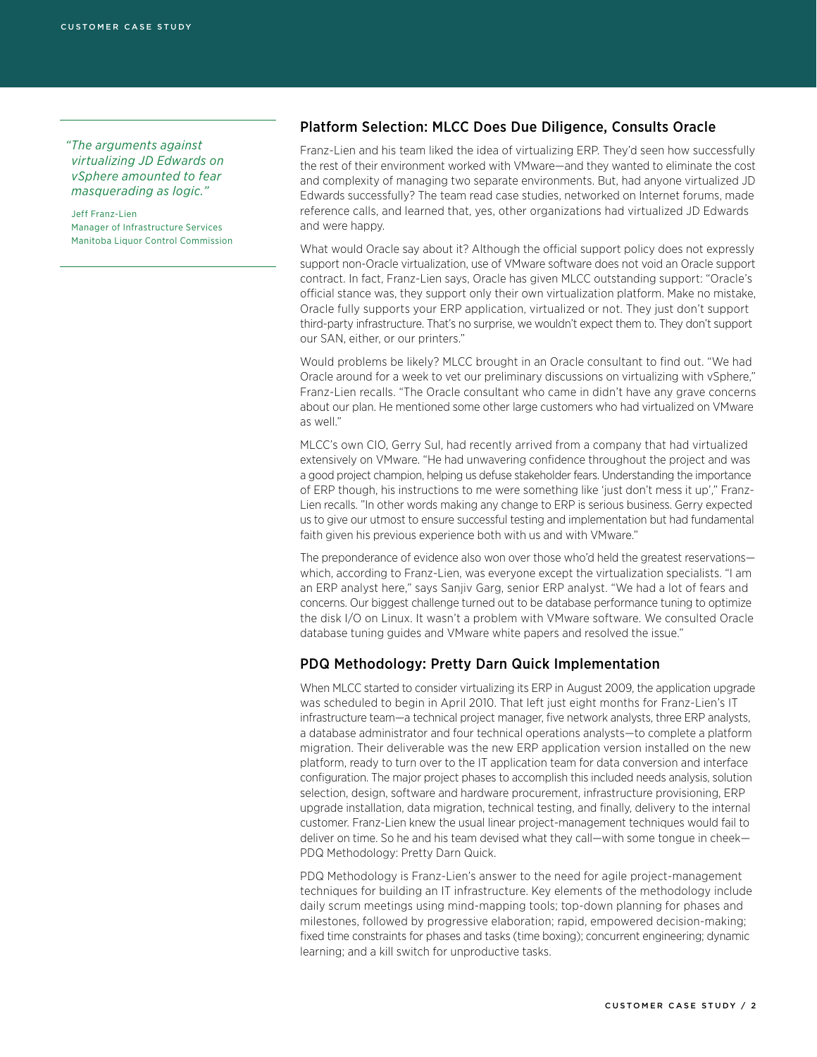> *"The arguments against virtualizing JD Edwards on vSphere amounted to fear masquerading as logic."*
>
> Jeff Franz-Lien
> Manager of Infrastructure Services
> Manitoba Liquor Control Commission

## Platform Selection: MLCC Does Due Diligence, Consults Oracle

Franz-Lien and his team liked the idea of virtualizing ERP. They'd seen how successfully the rest of their environment worked with VMware—and they wanted to eliminate the cost and complexity of managing two separate environments. But, had anyone virtualized JD Edwards successfully? The team read case studies, networked on Internet forums, made reference calls, and learned that, yes, other organizations had virtualized JD Edwards and were happy.

What would Oracle say about it? Although the official support policy does not expressly support non-Oracle virtualization, use of VMware software does not void an Oracle support contract. In fact, Franz-Lien says, Oracle has given MLCC outstanding support: "Oracle's official stance was, they support only their own virtualization platform. Make no mistake, Oracle fully supports your ERP application, virtualized or not. They just don't support third-party infrastructure. That's no surprise, we wouldn't expect them to. They don't support our SAN, either, or our printers."

Would problems be likely? MLCC brought in an Oracle consultant to find out. "We had Oracle around for a week to vet our preliminary discussions on virtualizing with vSphere," Franz-Lien recalls. "The Oracle consultant who came in didn't have any grave concerns about our plan. He mentioned some other large customers who had virtualized on VMware as well."

MLCC's own CIO, Gerry Sul, had recently arrived from a company that had virtualized extensively on VMware. "He had unwavering confidence throughout the project and was a good project champion, helping us defuse stakeholder fears. Understanding the importance of ERP though, his instructions to me were something like 'just don't mess it up'," Franz-Lien recalls. "In other words making any change to ERP is serious business. Gerry expected us to give our utmost to ensure successful testing and implementation but had fundamental faith given his previous experience both with us and with VMware."

The preponderance of evidence also won over those who'd held the greatest reservations—which, according to Franz-Lien, was everyone except the virtualization specialists. "I am an ERP analyst here," says Sanjiv Garg, senior ERP analyst. "We had a lot of fears and concerns. Our biggest challenge turned out to be database performance tuning to optimize the disk I/O on Linux. It wasn't a problem with VMware software. We consulted Oracle database tuning guides and VMware white papers and resolved the issue."

## PDQ Methodology: Pretty Darn Quick Implementation

When MLCC started to consider virtualizing its ERP in August 2009, the application upgrade was scheduled to begin in April 2010. That left just eight months for Franz-Lien's IT infrastructure team—a technical project manager, five network analysts, three ERP analysts, a database administrator and four technical operations analysts—to complete a platform migration. Their deliverable was the new ERP application version installed on the new platform, ready to turn over to the IT application team for data conversion and interface configuration. The major project phases to accomplish this included needs analysis, solution selection, design, software and hardware procurement, infrastructure provisioning, ERP upgrade installation, data migration, technical testing, and finally, delivery to the internal customer. Franz-Lien knew the usual linear project-management techniques would fail to deliver on time. So he and his team devised what they call—with some tongue in cheek—PDQ Methodology: Pretty Darn Quick.

PDQ Methodology is Franz-Lien's answer to the need for agile project-management techniques for building an IT infrastructure. Key elements of the methodology include daily scrum meetings using mind-mapping tools; top-down planning for phases and milestones, followed by progressive elaboration; rapid, empowered decision-making; fixed time constraints for phases and tasks (time boxing); concurrent engineering; dynamic learning; and a kill switch for unproductive tasks.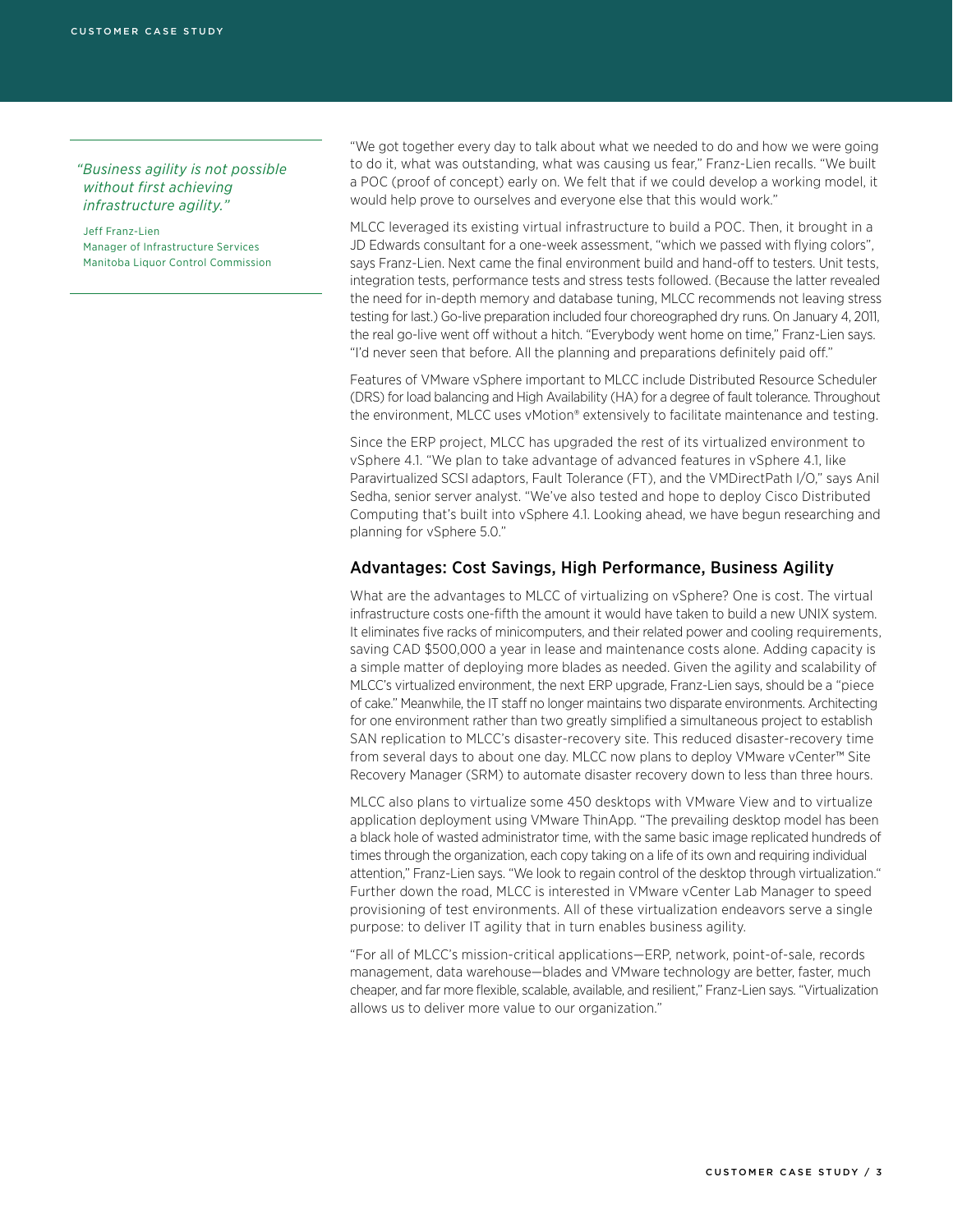> *"Business agility is not possible without first achieving infrastructure agility."*
>
> Jeff Franz-Lien
> Manager of Infrastructure Services
> Manitoba Liquor Control Commission

"We got together every day to talk about what we needed to do and how we were going to do it, what was outstanding, what was causing us fear," Franz-Lien recalls. "We built a POC (proof of concept) early on. We felt that if we could develop a working model, it would help prove to ourselves and everyone else that this would work."

MLCC leveraged its existing virtual infrastructure to build a POC. Then, it brought in a JD Edwards consultant for a one-week assessment, "which we passed with flying colors", says Franz-Lien. Next came the final environment build and hand-off to testers. Unit tests, integration tests, performance tests and stress tests followed. (Because the latter revealed the need for in-depth memory and database tuning, MLCC recommends not leaving stress testing for last.) Go-live preparation included four choreographed dry runs. On January 4, 2011, the real go-live went off without a hitch. "Everybody went home on time," Franz-Lien says. "I'd never seen that before. All the planning and preparations definitely paid off."

Features of VMware vSphere important to MLCC include Distributed Resource Scheduler (DRS) for load balancing and High Availability (HA) for a degree of fault tolerance. Throughout the environment, MLCC uses vMotion® extensively to facilitate maintenance and testing.

Since the ERP project, MLCC has upgraded the rest of its virtualized environment to vSphere 4.1. "We plan to take advantage of advanced features in vSphere 4.1, like Paravirtualized SCSI adaptors, Fault Tolerance (FT), and the VMDirectPath I/O," says Anil Sedha, senior server analyst. "We've also tested and hope to deploy Cisco Distributed Computing that's built into vSphere 4.1. Looking ahead, we have begun researching and planning for vSphere 5.0."

## Advantages: Cost Savings, High Performance, Business Agility

What are the advantages to MLCC of virtualizing on vSphere? One is cost. The virtual infrastructure costs one-fifth the amount it would have taken to build a new UNIX system. It eliminates five racks of minicomputers, and their related power and cooling requirements, saving CAD $500,000 a year in lease and maintenance costs alone. Adding capacity is a simple matter of deploying more blades as needed. Given the agility and scalability of MLCC's virtualized environment, the next ERP upgrade, Franz-Lien says, should be a "piece of cake." Meanwhile, the IT staff no longer maintains two disparate environments. Architecting for one environment rather than two greatly simplified a simultaneous project to establish SAN replication to MLCC's disaster-recovery site. This reduced disaster-recovery time from several days to about one day. MLCC now plans to deploy VMware vCenter™ Site Recovery Manager (SRM) to automate disaster recovery down to less than three hours.

MLCC also plans to virtualize some 450 desktops with VMware View and to virtualize application deployment using VMware ThinApp. "The prevailing desktop model has been a black hole of wasted administrator time, with the same basic image replicated hundreds of times through the organization, each copy taking on a life of its own and requiring individual attention," Franz-Lien says. "We look to regain control of the desktop through virtualization." Further down the road, MLCC is interested in VMware vCenter Lab Manager to speed provisioning of test environments. All of these virtualization endeavors serve a single purpose: to deliver IT agility that in turn enables business agility.

"For all of MLCC's mission-critical applications—ERP, network, point-of-sale, records management, data warehouse—blades and VMware technology are better, faster, much cheaper, and far more flexible, scalable, available, and resilient," Franz-Lien says. "Virtualization allows us to deliver more value to our organization."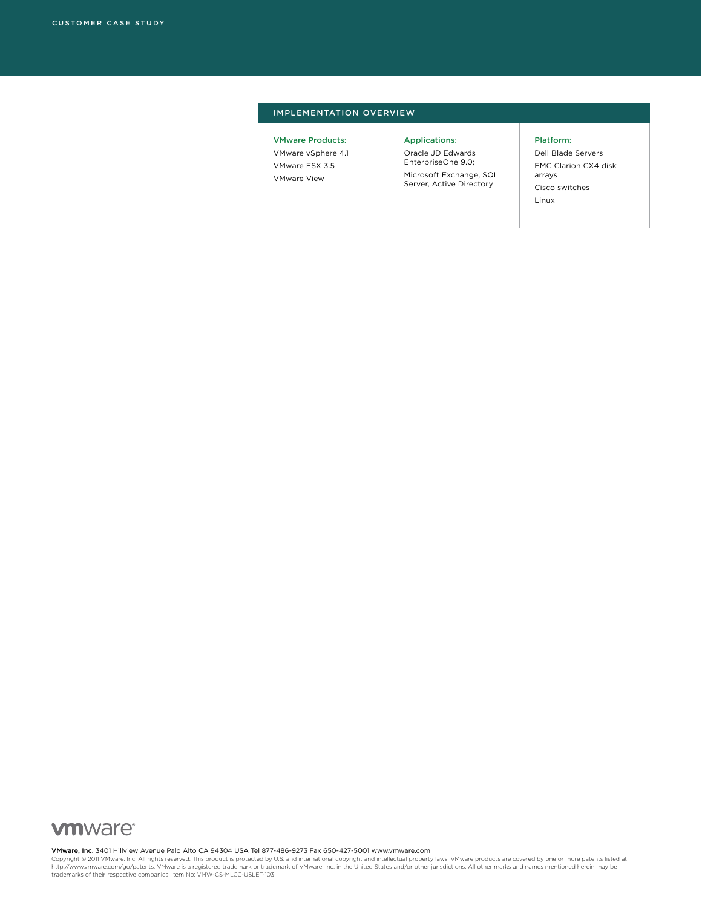## IMPLEMENTATION OVERVIEW

| VMware Products: | Applications: | Platform: |
|---|---|---|
| VMware vSphere 4.1<br>VMware ESX 3.5<br>VMware View | Oracle JD Edwards EnterpriseOne 9.0;<br>Microsoft Exchange, SQL Server, Active Directory | Dell Blade Servers<br>EMC Clarion CX4 disk arrays<br>Cisco switches<br>Linux |

**VMware, Inc.** 3401 Hillview Avenue Palo Alto CA 94304 USA Tel 877-486-9273 Fax 650-427-5001 www.vmware.com

Copyright © 2011 VMware, Inc. All rights reserved. This product is protected by U.S. and international copyright and intellectual property laws. VMware products are covered by one or more patents listed at http://www.vmware.com/go/patents. VMware is a registered trademark or trademark of VMware, Inc. in the United States and/or other jurisdictions. All other marks and names mentioned herein may be trademarks of their respective companies. Item No: VMW-CS-MLCC-USLET-103